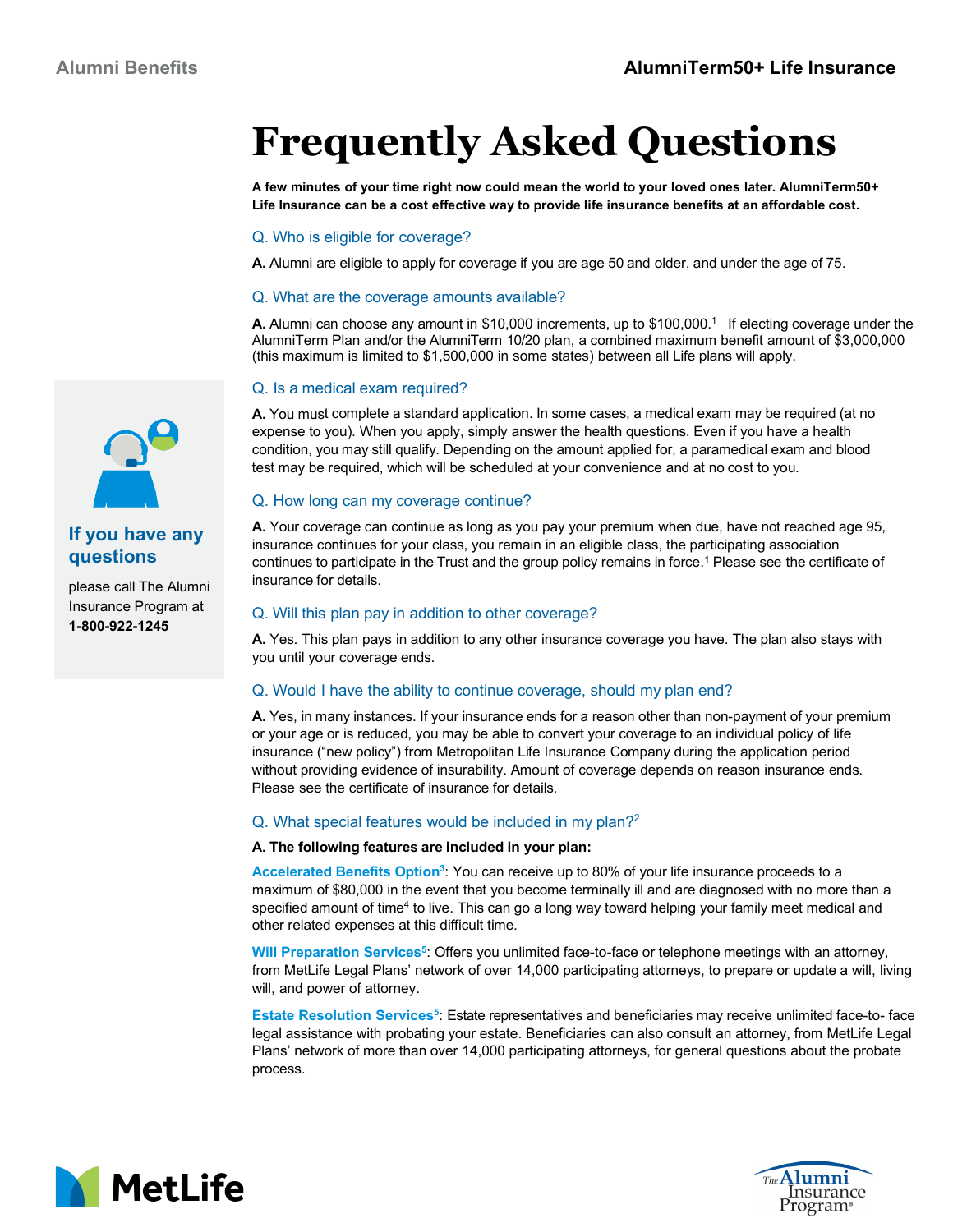Alumni Benefits

AlumniTerm50+ Life Insurance

# Frequently Asked Questions

**A few minutes of your time right now could mean the world to your loved ones later. AlumniTerm50+ Life Insurance can be a cost effective way to provide life insurance benefits at an affordable cost.**

### Q. Who is eligible for coverage?

**A.** Alumni are eligible to apply for coverage if you are age 50 and older, and under the age of 75.

### Q. What are the coverage amounts available?

**A.** Alumni can choose any amount in $10,000 increments, up to $100,000.[1] If electing coverage under the AlumniTerm Plan and/or the AlumniTerm 10/20 plan, a combined maximum benefit amount of $3,000,000 (this maximum is limited to $1,500,000 in some states) between all Life plans will apply.

### Q. Is a medical exam required?

**A.** You must complete a standard application. In some cases, a medical exam may be required (at no expense to you). When you apply, simply answer the health questions. Even if you have a health condition, you may still qualify. Depending on the amount applied for, a paramedical exam and blood test may be required, which will be scheduled at your convenience and at no cost to you.

### Q. How long can my coverage continue?

**A.** Your coverage can continue as long as you pay your premium when due, have not reached age 95, insurance continues for your class, you remain in an eligible class, the participating association continues to participate in the Trust and the group policy remains in force.[1] Please see the certificate of insurance for details.

### Q. Will this plan pay in addition to other coverage?

**A.** Yes. This plan pays in addition to any other insurance coverage you have. The plan also stays with you until your coverage ends.

### Q. Would I have the ability to continue coverage, should my plan end?

**A.** Yes, in many instances. If your insurance ends for a reason other than non-payment of your premium or your age or is reduced, you may be able to convert your coverage to an individual policy of life insurance ("new policy") from Metropolitan Life Insurance Company during the application period without providing evidence of insurability. Amount of coverage depends on reason insurance ends. Please see the certificate of insurance for details.

### Q. What special features would be included in my plan?[2]

**A. The following features are included in your plan:**

**Accelerated Benefits Option**[3]: You can receive up to 80% of your life insurance proceeds to a maximum of $80,000 in the event that you become terminally ill and are diagnosed with no more than a specified amount of time[4] to live. This can go a long way toward helping your family meet medical and other related expenses at this difficult time.

**Will Preparation Services**[5]: Offers you unlimited face-to-face or telephone meetings with an attorney, from MetLife Legal Plans' network of over 14,000 participating attorneys, to prepare or update a will, living will, and power of attorney.

**Estate Resolution Services**[5]: Estate representatives and beneficiaries may receive unlimited face-to- face legal assistance with probating your estate. Beneficiaries can also consult an attorney, from MetLife Legal Plans' network of more than over 14,000 participating attorneys, for general questions about the probate process.

## If you have any questions

please call The Alumni Insurance Program at **1-800-922-1245**

MetLife

The Alumni Insurance Program®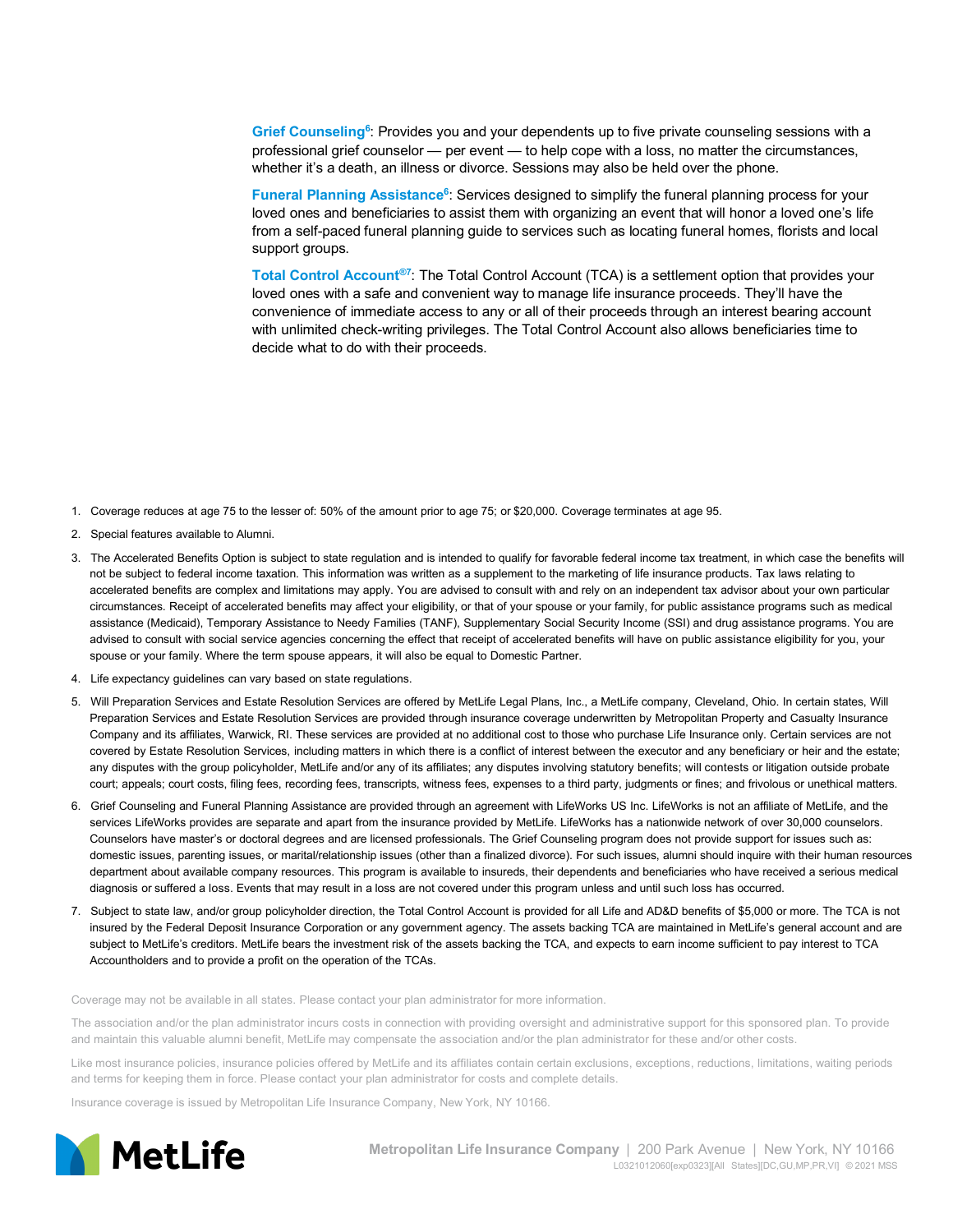**Grief Counseling**[6]: Provides you and your dependents up to five private counseling sessions with a professional grief counselor — per event — to help cope with a loss, no matter the circumstances, whether it's a death, an illness or divorce. Sessions may also be held over the phone.

**Funeral Planning Assistance**[6]: Services designed to simplify the funeral planning process for your loved ones and beneficiaries to assist them with organizing an event that will honor a loved one's life from a self-paced funeral planning guide to services such as locating funeral homes, florists and local support groups.

**Total Control Account®**[7]: The Total Control Account (TCA) is a settlement option that provides your loved ones with a safe and convenient way to manage life insurance proceeds. They'll have the convenience of immediate access to any or all of their proceeds through an interest bearing account with unlimited check-writing privileges. The Total Control Account also allows beneficiaries time to decide what to do with their proceeds.

1. Coverage reduces at age 75 to the lesser of: 50% of the amount prior to age 75; or $20,000. Coverage terminates at age 95.
2. Special features available to Alumni.
3. The Accelerated Benefits Option is subject to state regulation and is intended to qualify for favorable federal income tax treatment, in which case the benefits will not be subject to federal income taxation. This information was written as a supplement to the marketing of life insurance products. Tax laws relating to accelerated benefits are complex and limitations may apply. You are advised to consult with and rely on an independent tax advisor about your own particular circumstances. Receipt of accelerated benefits may affect your eligibility, or that of your spouse or your family, for public assistance programs such as medical assistance (Medicaid), Temporary Assistance to Needy Families (TANF), Supplementary Social Security Income (SSI) and drug assistance programs. You are advised to consult with social service agencies concerning the effect that receipt of accelerated benefits will have on public assistance eligibility for you, your spouse or your family. Where the term spouse appears, it will also be equal to Domestic Partner.
4. Life expectancy guidelines can vary based on state regulations.
5. Will Preparation Services and Estate Resolution Services are offered by MetLife Legal Plans, Inc., a MetLife company, Cleveland, Ohio. In certain states, Will Preparation Services and Estate Resolution Services are provided through insurance coverage underwritten by Metropolitan Property and Casualty Insurance Company and its affiliates, Warwick, RI. These services are provided at no additional cost to those who purchase Life Insurance only. Certain services are not covered by Estate Resolution Services, including matters in which there is a conflict of interest between the executor and any beneficiary or heir and the estate; any disputes with the group policyholder, MetLife and/or any of its affiliates; any disputes involving statutory benefits; will contests or litigation outside probate court; appeals; court costs, filing fees, recording fees, transcripts, witness fees, expenses to a third party, judgments or fines; and frivolous or unethical matters.
6. Grief Counseling and Funeral Planning Assistance are provided through an agreement with LifeWorks US Inc. LifeWorks is not an affiliate of MetLife, and the services LifeWorks provides are separate and apart from the insurance provided by MetLife. LifeWorks has a nationwide network of over 30,000 counselors. Counselors have master's or doctoral degrees and are licensed professionals. The Grief Counseling program does not provide support for issues such as: domestic issues, parenting issues, or marital/relationship issues (other than a finalized divorce). For such issues, alumni should inquire with their human resources department about available company resources. This program is available to insureds, their dependents and beneficiaries who have received a serious medical diagnosis or suffered a loss. Events that may result in a loss are not covered under this program unless and until such loss has occurred.
7. Subject to state law, and/or group policyholder direction, the Total Control Account is provided for all Life and AD&D benefits of $5,000 or more. The TCA is not insured by the Federal Deposit Insurance Corporation or any government agency. The assets backing TCA are maintained in MetLife's general account and are subject to MetLife's creditors. MetLife bears the investment risk of the assets backing the TCA, and expects to earn income sufficient to pay interest to TCA Accountholders and to provide a profit on the operation of the TCAs.

Coverage may not be available in all states. Please contact your plan administrator for more information.

The association and/or the plan administrator incurs costs in connection with providing oversight and administrative support for this sponsored plan. To provide and maintain this valuable alumni benefit, MetLife may compensate the association and/or the plan administrator for these and/or other costs.

Like most insurance policies, insurance policies offered by MetLife and its affiliates contain certain exclusions, exceptions, reductions, limitations, waiting periods and terms for keeping them in force. Please contact your plan administrator for costs and complete details.

Insurance coverage is issued by Metropolitan Life Insurance Company, New York, NY 10166.

MetLife

**Metropolitan Life Insurance Company** | 200 Park Avenue | New York, NY 10166

L0321012060[exp0323][All States][DC,GU,MP,PR,VI] © 2021 MSS